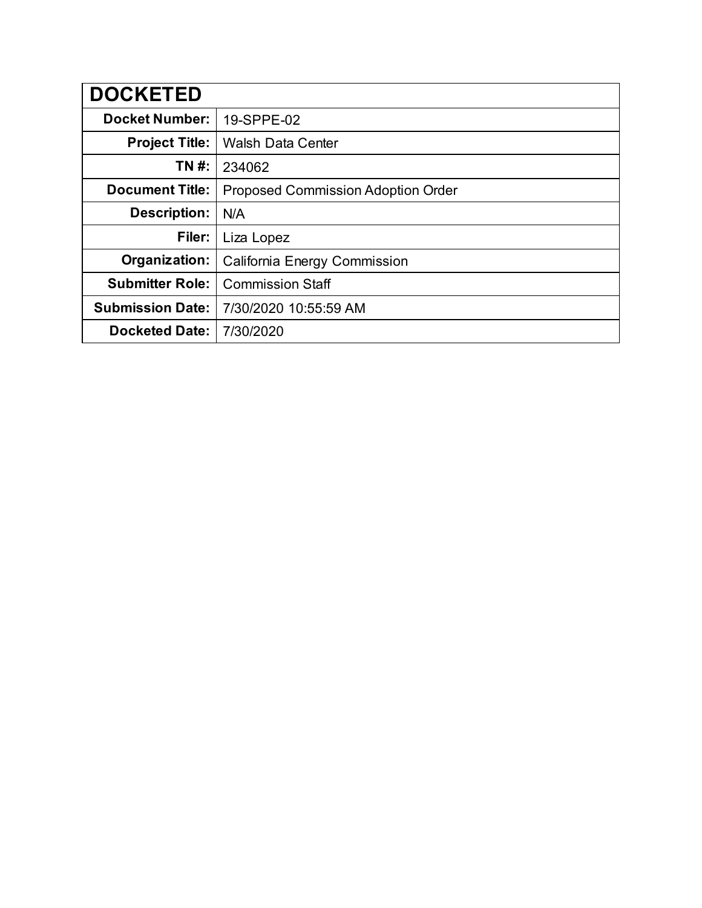| DOCKETED | |
|---|---|
| **Docket Number:** | 19-SPPE-02 |
| **Project Title:** | Walsh Data Center |
| **TN #:** | 234062 |
| **Document Title:** | Proposed Commission Adoption Order |
| **Description:** | N/A |
| **Filer:** | Liza Lopez |
| **Organization:** | California Energy Commission |
| **Submitter Role:** | Commission Staff |
| **Submission Date:** | 7/30/2020 10:55:59 AM |
| **Docketed Date:** | 7/30/2020 |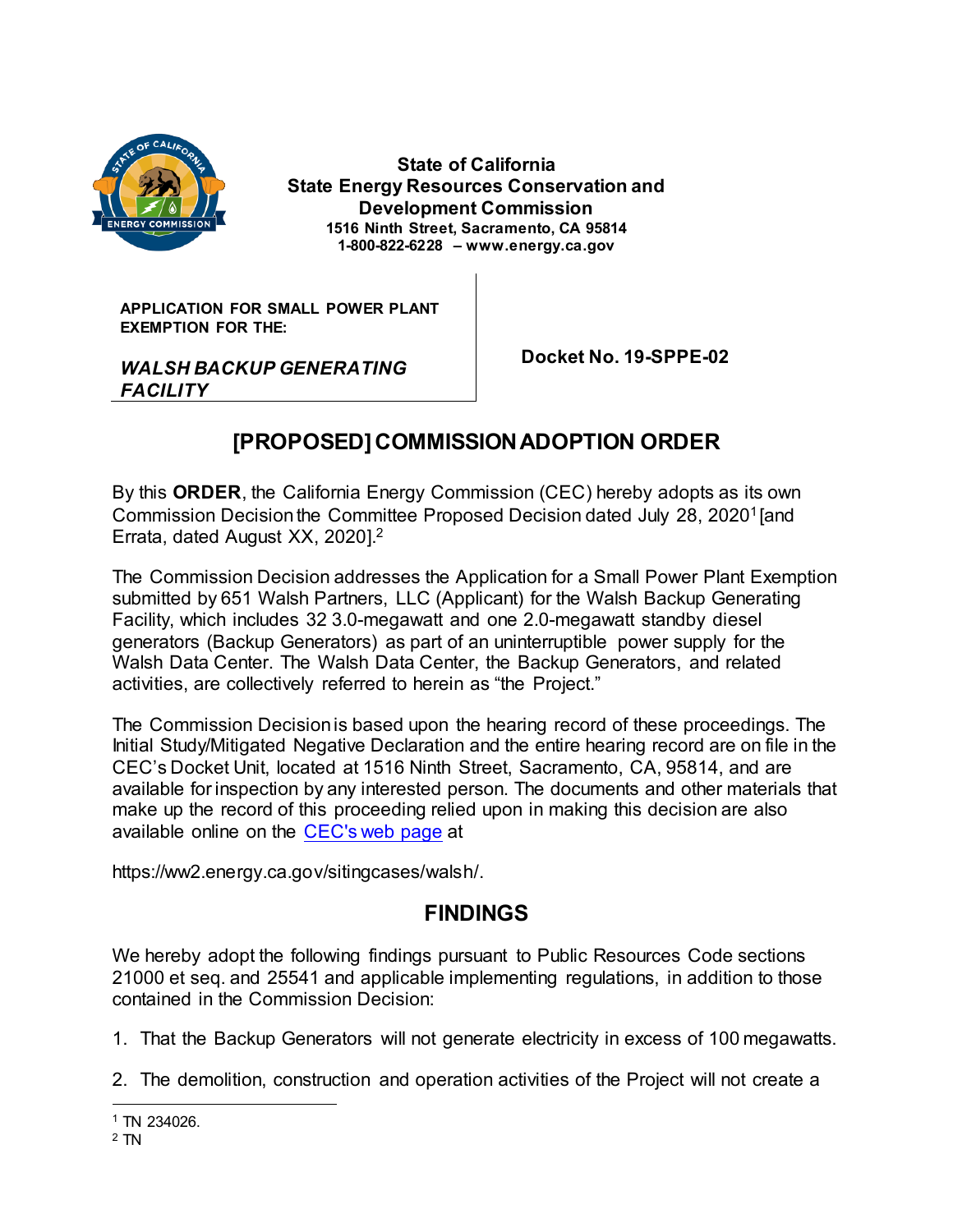State of California
State Energy Resources Conservation and Development Commission
1516 Ninth Street, Sacramento, CA 95814
1-800-822-6228 – www.energy.ca.gov

| APPLICATION FOR SMALL POWER PLANT EXEMPTION FOR THE: *WALSH BACKUP GENERATING FACILITY* | Docket No. 19-SPPE-02 |
|---|---|

# [PROPOSED] COMMISSION ADOPTION ORDER

By this **ORDER**, the California Energy Commission (CEC) hereby adopts as its own Commission Decision the Committee Proposed Decision dated July 28, 2020[1] [and Errata, dated August XX, 2020].[2]

The Commission Decision addresses the Application for a Small Power Plant Exemption submitted by 651 Walsh Partners, LLC (Applicant) for the Walsh Backup Generating Facility, which includes 32 3.0-megawatt and one 2.0-megawatt standby diesel generators (Backup Generators) as part of an uninterruptible power supply for the Walsh Data Center. The Walsh Data Center, the Backup Generators, and related activities, are collectively referred to herein as "the Project."

The Commission Decision is based upon the hearing record of these proceedings. The Initial Study/Mitigated Negative Declaration and the entire hearing record are on file in the CEC's Docket Unit, located at 1516 Ninth Street, Sacramento, CA, 95814, and are available for inspection by any interested person. The documents and other materials that make up the record of this proceeding relied upon in making this decision are also available online on the CEC's web page at

https://ww2.energy.ca.gov/sitingcases/walsh/.

## FINDINGS

We hereby adopt the following findings pursuant to Public Resources Code sections 21000 et seq. and 25541 and applicable implementing regulations, in addition to those contained in the Commission Decision:

1. That the Backup Generators will not generate electricity in excess of 100 megawatts.

2. The demolition, construction and operation activities of the Project will not create a

[1] TN 234026.
[2] TN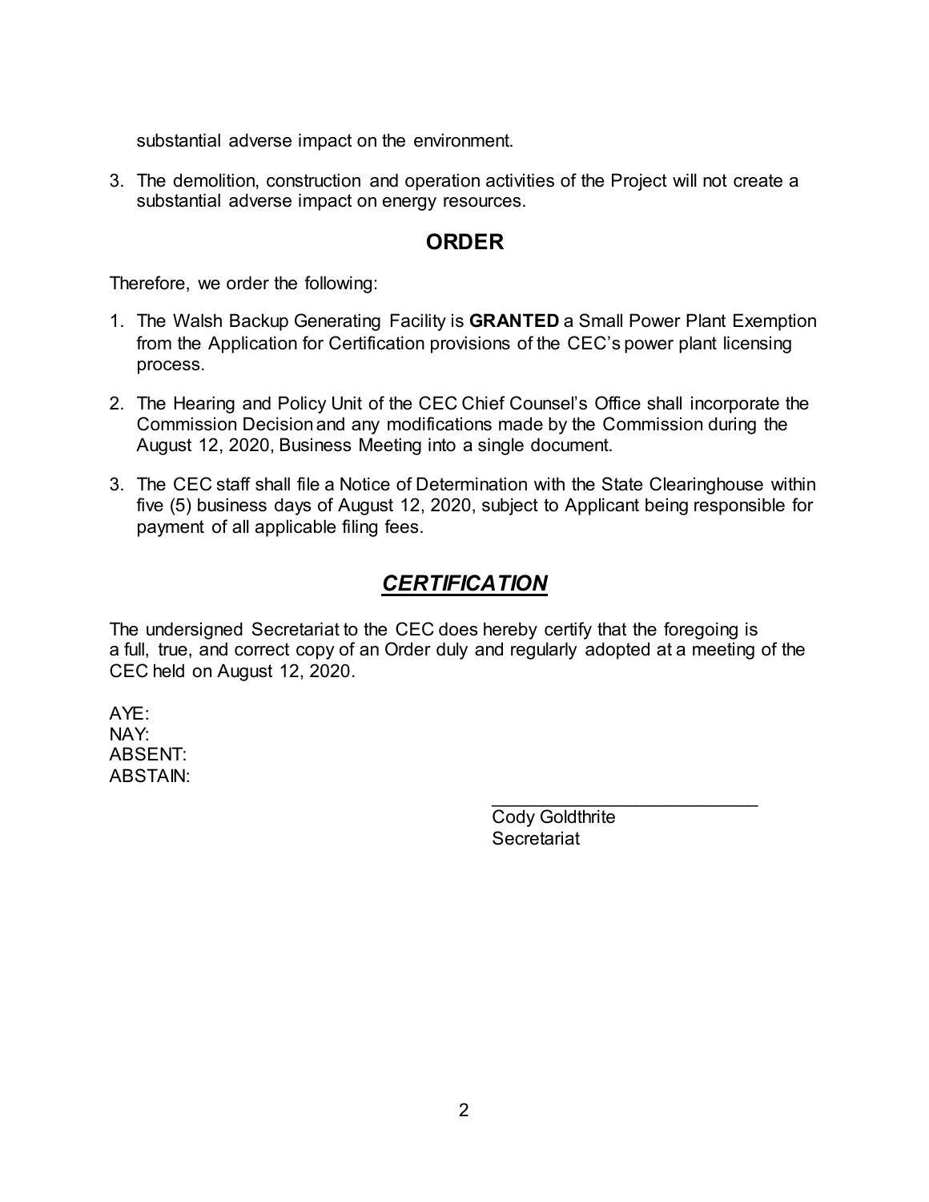substantial adverse impact on the environment.

3. The demolition, construction and operation activities of the Project will not create a substantial adverse impact on energy resources.

## ORDER

Therefore, we order the following:

1. The Walsh Backup Generating Facility is **GRANTED** a Small Power Plant Exemption from the Application for Certification provisions of the CEC's power plant licensing process.
2. The Hearing and Policy Unit of the CEC Chief Counsel's Office shall incorporate the Commission Decision and any modifications made by the Commission during the August 12, 2020, Business Meeting into a single document.
3. The CEC staff shall file a Notice of Determination with the State Clearinghouse within five (5) business days of August 12, 2020, subject to Applicant being responsible for payment of all applicable filing fees.

## ***CERTIFICATION***

The undersigned Secretariat to the CEC does hereby certify that the foregoing is a full, true, and correct copy of an Order duly and regularly adopted at a meeting of the CEC held on August 12, 2020.

AYE:
NAY:
ABSENT:
ABSTAIN:

\_\_\_\_\_\_\_\_\_\_\_\_\_\_\_\_\_\_\_\_\_\_\_\_\_\_\_\_
Cody Goldthrite
Secretariat